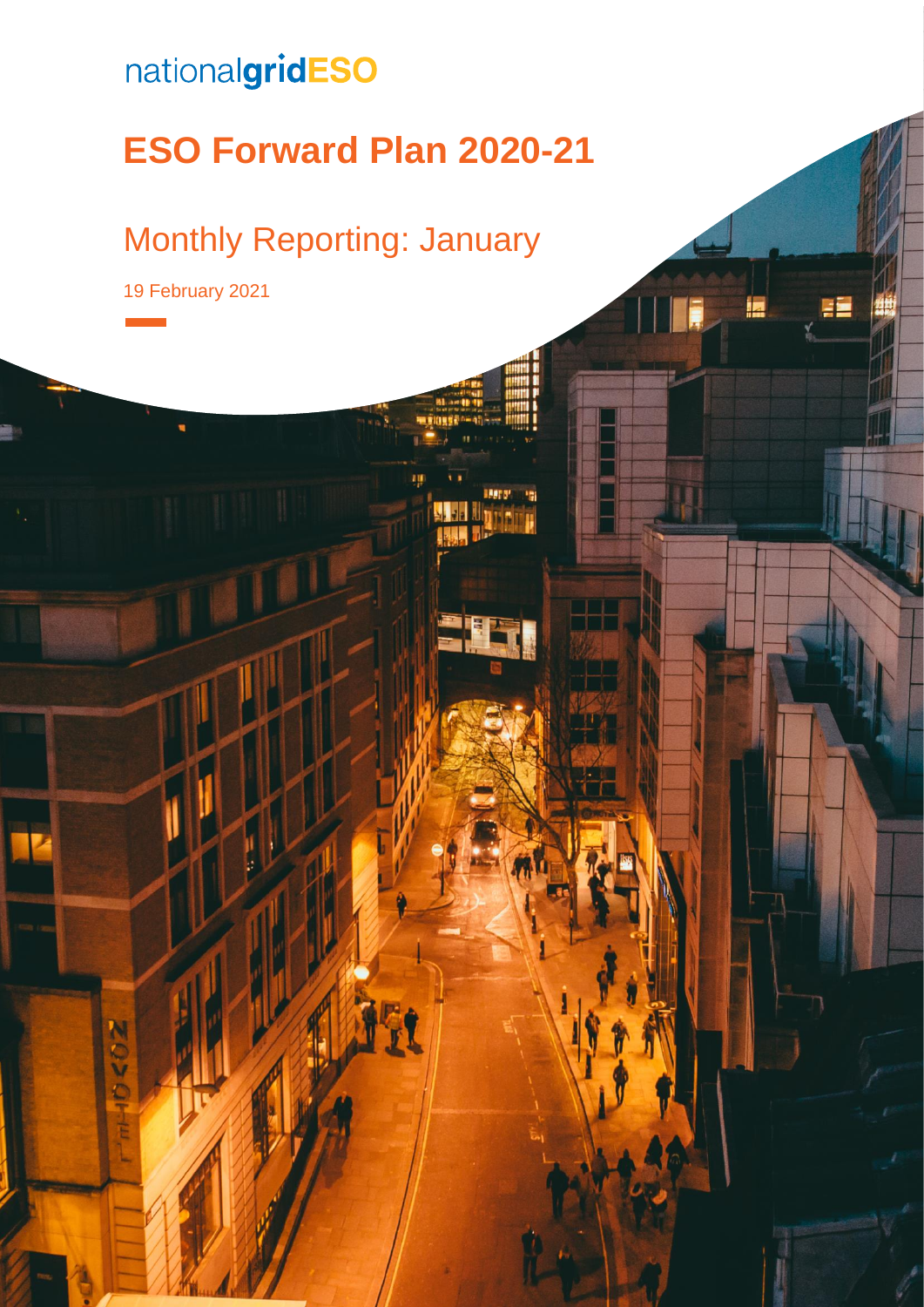nationalgridESO

# ESO Forward Plan 2020-21

## Monthly Reporting: January

19 February 2021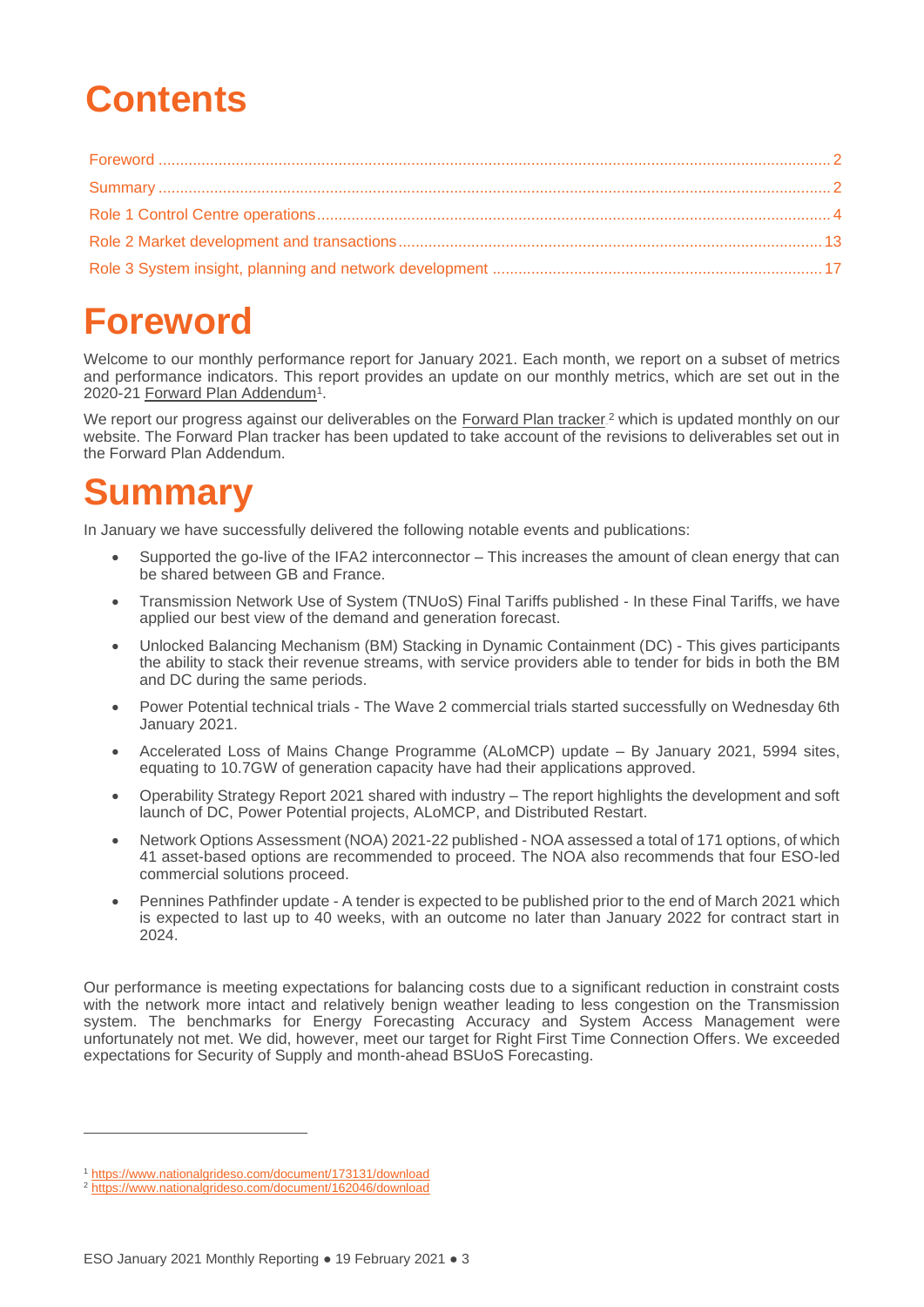# Contents

- [Foreword](#foreword) ... 2
- [Summary](#summary) ... 2
- Role 1 Control Centre operations ... 4
- Role 2 Market development and transactions ... 13
- Role 3 System insight, planning and network development ... 17

# Foreword

Welcome to our monthly performance report for January 2021. Each month, we report on a subset of metrics and performance indicators. This report provides an update on our monthly metrics, which are set out in the 2020-21 Forward Plan Addendum[1].

We report our progress against our deliverables on the Forward Plan tracker [2] which is updated monthly on our website. The Forward Plan tracker has been updated to take account of the revisions to deliverables set out in the Forward Plan Addendum.

# Summary

In January we have successfully delivered the following notable events and publications:

- Supported the go-live of the IFA2 interconnector – This increases the amount of clean energy that can be shared between GB and France.
- Transmission Network Use of System (TNUoS) Final Tariffs published - In these Final Tariffs, we have applied our best view of the demand and generation forecast.
- Unlocked Balancing Mechanism (BM) Stacking in Dynamic Containment (DC) - This gives participants the ability to stack their revenue streams, with service providers able to tender for bids in both the BM and DC during the same periods.
- Power Potential technical trials - The Wave 2 commercial trials started successfully on Wednesday 6th January 2021.
- Accelerated Loss of Mains Change Programme (ALoMCP) update – By January 2021, 5994 sites, equating to 10.7GW of generation capacity have had their applications approved.
- Operability Strategy Report 2021 shared with industry – The report highlights the development and soft launch of DC, Power Potential projects, ALoMCP, and Distributed Restart.
- Network Options Assessment (NOA) 2021-22 published - NOA assessed a total of 171 options, of which 41 asset-based options are recommended to proceed. The NOA also recommends that four ESO-led commercial solutions proceed.
- Pennines Pathfinder update - A tender is expected to be published prior to the end of March 2021 which is expected to last up to 40 weeks, with an outcome no later than January 2022 for contract start in 2024.

Our performance is meeting expectations for balancing costs due to a significant reduction in constraint costs with the network more intact and relatively benign weather leading to less congestion on the Transmission system. The benchmarks for Energy Forecasting Accuracy and System Access Management were unfortunately not met. We did, however, meet our target for Right First Time Connection Offers. We exceeded expectations for Security of Supply and month-ahead BSUoS Forecasting.

---

[1] https://www.nationalgrideso.com/document/173131/download
[2] https://www.nationalgrideso.com/document/162046/download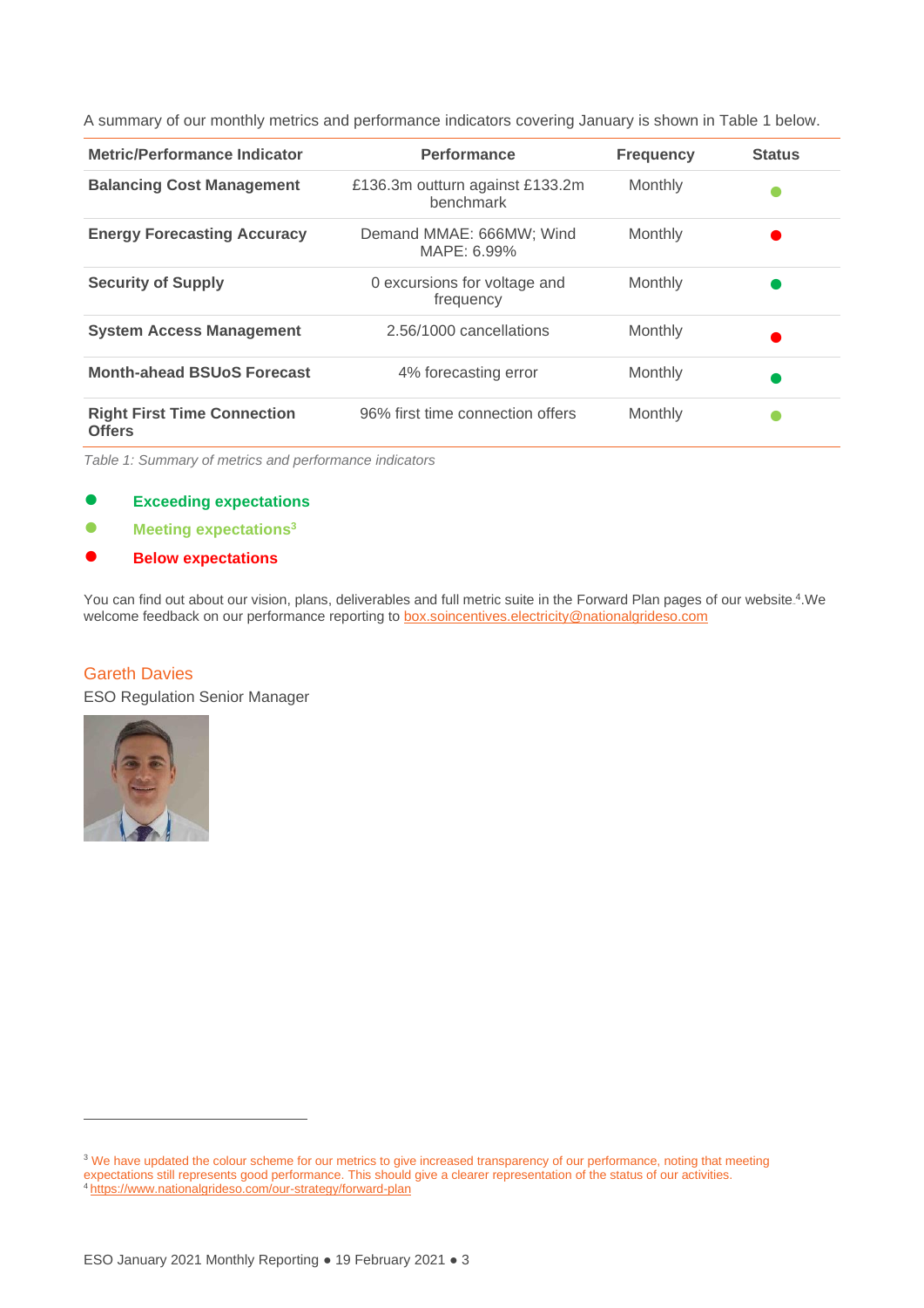A summary of our monthly metrics and performance indicators covering January is shown in Table 1 below.

| Metric/Performance Indicator | Performance | Frequency | Status |
|---|---|---|---|
| **Balancing Cost Management** | £136.3m outturn against £133.2m benchmark | Monthly | ● Meeting expectations |
| **Energy Forecasting Accuracy** | Demand MMAE: 666MW; Wind MAPE: 6.99% | Monthly | ● Below expectations |
| **Security of Supply** | 0 excursions for voltage and frequency | Monthly | ● Exceeding expectations |
| **System Access Management** | 2.56/1000 cancellations | Monthly | ● Below expectations |
| **Month-ahead BSUoS Forecast** | 4% forecasting error | Monthly | ● Exceeding expectations |
| **Right First Time Connection Offers** | 96% first time connection offers | Monthly | ● Meeting expectations |

*Table 1: Summary of metrics and performance indicators*

- ● **Exceeding expectations**
- ● **Meeting expectations**[3]
- ● **Below expectations**

You can find out about our vision, plans, deliverables and full metric suite in the Forward Plan pages of our website.[4] We welcome feedback on our performance reporting to box.soincentives.electricity@nationalgrideso.com

Gareth Davies

ESO Regulation Senior Manager

[3] We have updated the colour scheme for our metrics to give increased transparency of our performance, noting that meeting expectations still represents good performance. This should give a clearer representation of the status of our activities.

[4] https://www.nationalgrideso.com/our-strategy/forward-plan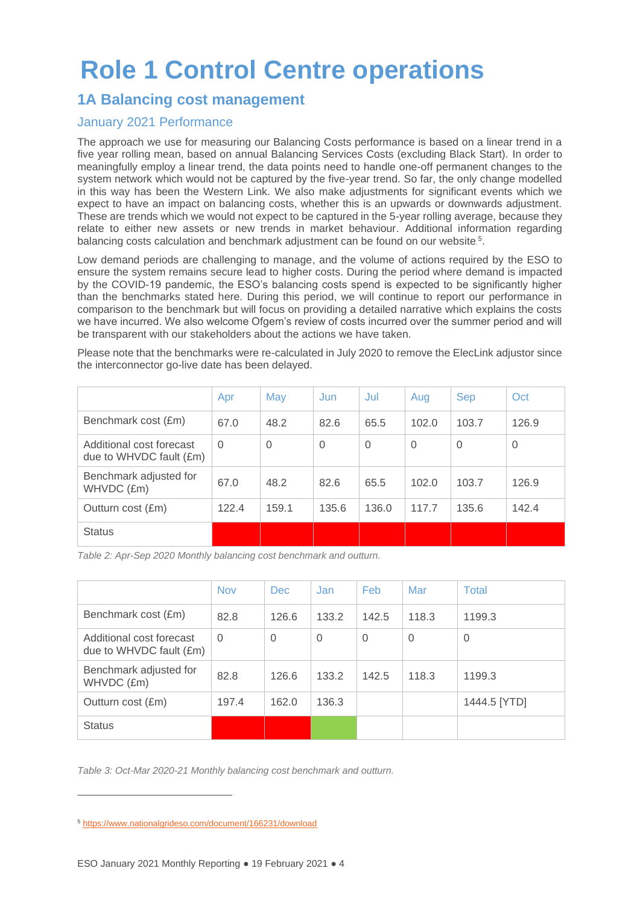# Role 1 Control Centre operations

## 1A Balancing cost management

### January 2021 Performance

The approach we use for measuring our Balancing Costs performance is based on a linear trend in a five year rolling mean, based on annual Balancing Services Costs (excluding Black Start). In order to meaningfully employ a linear trend, the data points need to handle one-off permanent changes to the system network which would not be captured by the five-year trend. So far, the only change modelled in this way has been the Western Link. We also make adjustments for significant events which we expect to have an impact on balancing costs, whether this is an upwards or downwards adjustment. These are trends which we would not expect to be captured in the 5-year rolling average, because they relate to either new assets or new trends in market behaviour. Additional information regarding balancing costs calculation and benchmark adjustment can be found on our website [5].

Low demand periods are challenging to manage, and the volume of actions required by the ESO to ensure the system remains secure lead to higher costs. During the period where demand is impacted by the COVID-19 pandemic, the ESO's balancing costs spend is expected to be significantly higher than the benchmarks stated here. During this period, we will continue to report our performance in comparison to the benchmark but will focus on providing a detailed narrative which explains the costs we have incurred. We also welcome Ofgem's review of costs incurred over the summer period and will be transparent with our stakeholders about the actions we have taken.

Please note that the benchmarks were re-calculated in July 2020 to remove the ElecLink adjustor since the interconnector go-live date has been delayed.

| | Apr | May | Jun | Jul | Aug | Sep | Oct |
|---|---|---|---|---|---|---|---|
| Benchmark cost (£m) | 67.0 | 48.2 | 82.6 | 65.5 | 102.0 | 103.7 | 126.9 |
| Additional cost forecast due to WHVDC fault (£m) | 0 | 0 | 0 | 0 | 0 | 0 | 0 |
| Benchmark adjusted for WHVDC (£m) | 67.0 | 48.2 | 82.6 | 65.5 | 102.0 | 103.7 | 126.9 |
| Outturn cost (£m) | 122.4 | 159.1 | 135.6 | 136.0 | 117.7 | 135.6 | 142.4 |
| Status | Red | Red | Red | Red | Red | Red | Red |

*Table 2: Apr-Sep 2020 Monthly balancing cost benchmark and outturn.*

| | Nov | Dec | Jan | Feb | Mar | Total |
|---|---|---|---|---|---|---|
| Benchmark cost (£m) | 82.8 | 126.6 | 133.2 | 142.5 | 118.3 | 1199.3 |
| Additional cost forecast due to WHVDC fault (£m) | 0 | 0 | 0 | 0 | 0 | 0 |
| Benchmark adjusted for WHVDC (£m) | 82.8 | 126.6 | 133.2 | 142.5 | 118.3 | 1199.3 |
| Outturn cost (£m) | 197.4 | 162.0 | 136.3 | | | 1444.5 [YTD] |
| Status | Red | Red | Green | | | |

*Table 3: Oct-Mar 2020-21 Monthly balancing cost benchmark and outturn.*

[5] https://www.nationalgrideso.com/document/166231/download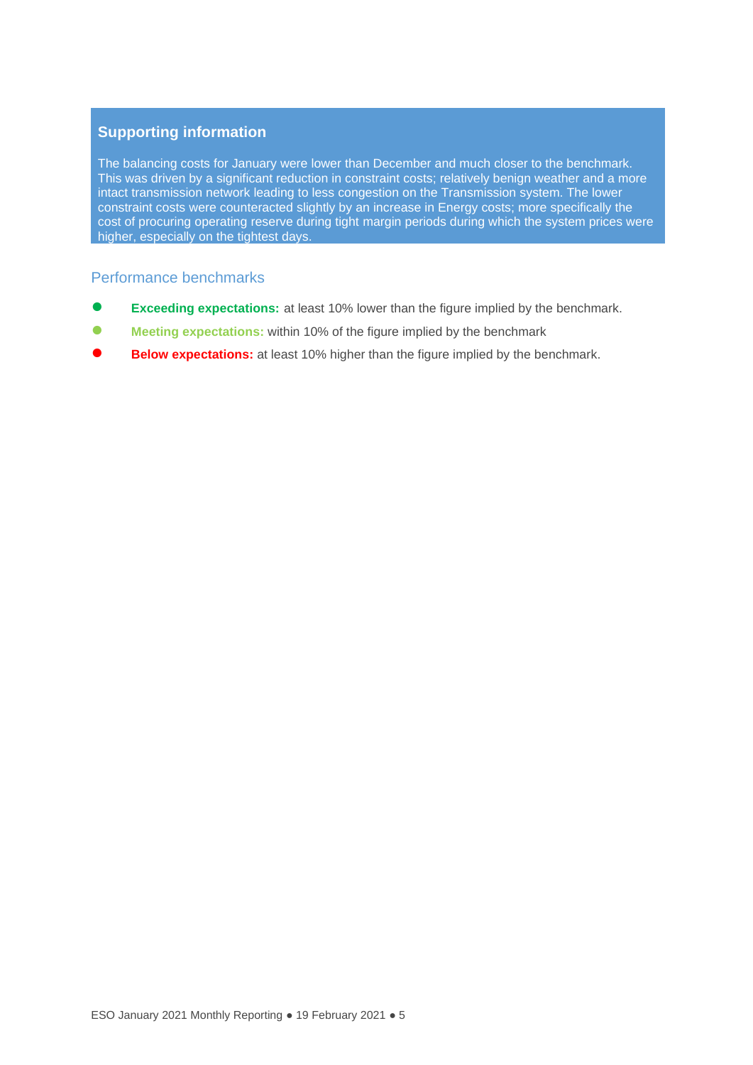## Supporting information

The balancing costs for January were lower than December and much closer to the benchmark. This was driven by a significant reduction in constraint costs; relatively benign weather and a more intact transmission network leading to less congestion on the Transmission system. The lower constraint costs were counteracted slightly by an increase in Energy costs; more specifically the cost of procuring operating reserve during tight margin periods during which the system prices were higher, especially on the tightest days.

### Performance benchmarks

- **Exceeding expectations:** at least 10% lower than the figure implied by the benchmark.
- **Meeting expectations:** within 10% of the figure implied by the benchmark
- **Below expectations:** at least 10% higher than the figure implied by the benchmark.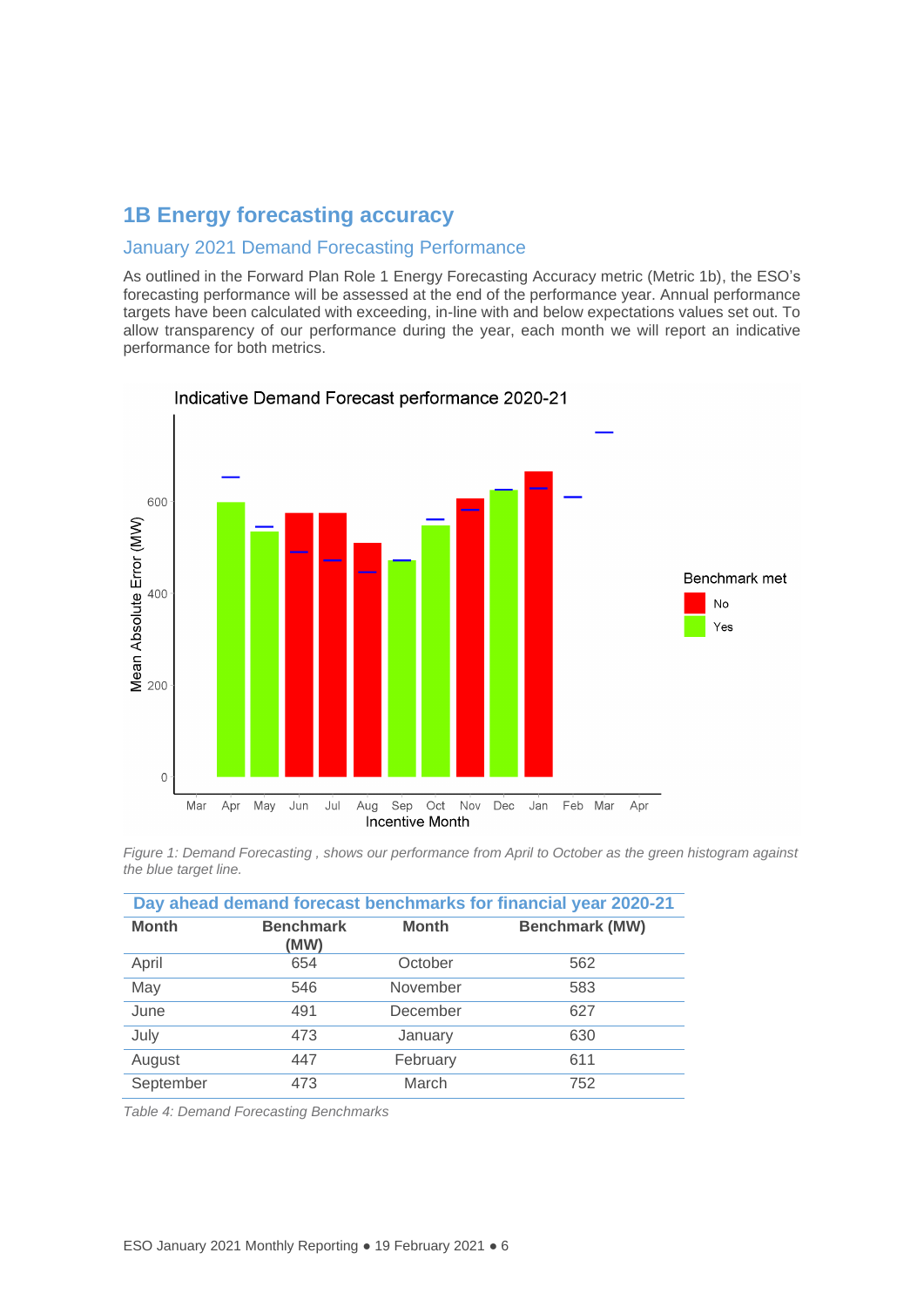## 1B Energy forecasting accuracy

### January 2021 Demand Forecasting Performance

As outlined in the Forward Plan Role 1 Energy Forecasting Accuracy metric (Metric 1b), the ESO's forecasting performance will be assessed at the end of the performance year. Annual performance targets have been calculated with exceeding, in-line with and below expectations values set out. To allow transparency of our performance during the year, each month we will report an indicative performance for both metrics.

*Figure 1: Demand Forecasting , shows our performance from April to October as the green histogram against the blue target line.*

| Day ahead demand forecast benchmarks for financial year 2020-21 | | | |
|---|---|---|---|
| **Month** | **Benchmark (MW)** | **Month** | **Benchmark (MW)** |
| April | 654 | October | 562 |
| May | 546 | November | 583 |
| June | 491 | December | 627 |
| July | 473 | January | 630 |
| August | 447 | February | 611 |
| September | 473 | March | 752 |

*Table 4: Demand Forecasting Benchmarks*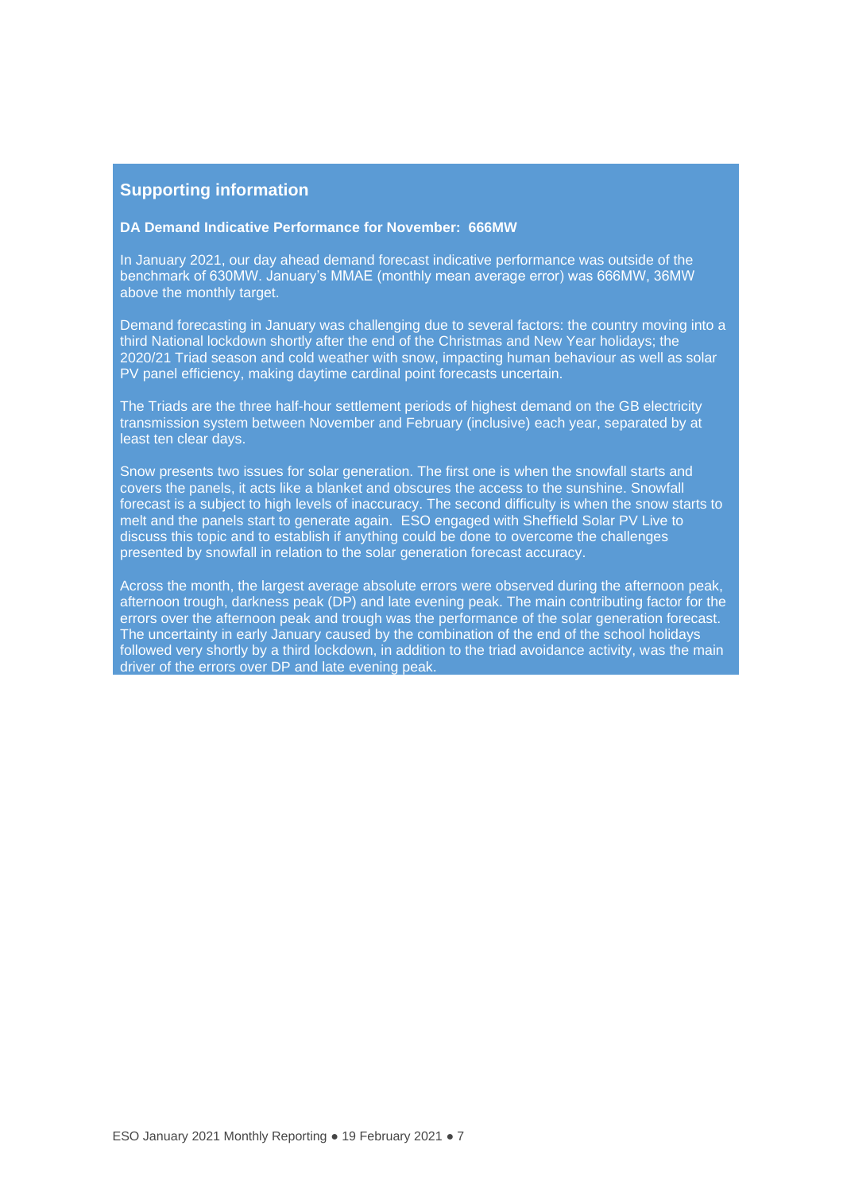## Supporting information

**DA Demand Indicative Performance for November: 666MW**

In January 2021, our day ahead demand forecast indicative performance was outside of the benchmark of 630MW. January's MMAE (monthly mean average error) was 666MW, 36MW above the monthly target.

Demand forecasting in January was challenging due to several factors: the country moving into a third National lockdown shortly after the end of the Christmas and New Year holidays; the 2020/21 Triad season and cold weather with snow, impacting human behaviour as well as solar PV panel efficiency, making daytime cardinal point forecasts uncertain.

The Triads are the three half-hour settlement periods of highest demand on the GB electricity transmission system between November and February (inclusive) each year, separated by at least ten clear days.

Snow presents two issues for solar generation. The first one is when the snowfall starts and covers the panels, it acts like a blanket and obscures the access to the sunshine. Snowfall forecast is a subject to high levels of inaccuracy. The second difficulty is when the snow starts to melt and the panels start to generate again. ESO engaged with Sheffield Solar PV Live to discuss this topic and to establish if anything could be done to overcome the challenges presented by snowfall in relation to the solar generation forecast accuracy.

Across the month, the largest average absolute errors were observed during the afternoon peak, afternoon trough, darkness peak (DP) and late evening peak. The main contributing factor for the errors over the afternoon peak and trough was the performance of the solar generation forecast. The uncertainty in early January caused by the combination of the end of the school holidays followed very shortly by a third lockdown, in addition to the triad avoidance activity, was the main driver of the errors over DP and late evening peak.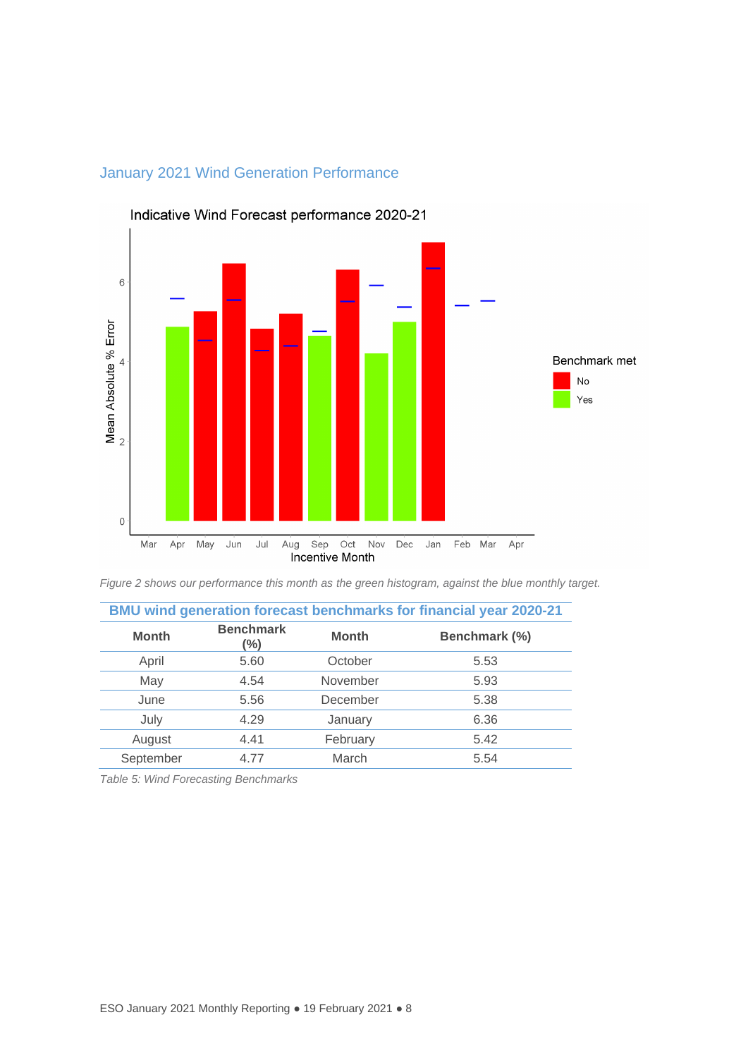## January 2021 Wind Generation Performance

*Figure 2 shows our performance this month as the green histogram, against the blue monthly target.*

| BMU wind generation forecast benchmarks for financial year 2020-21 | | | |
|---|---|---|---|
| **Month** | **Benchmark (%)** | **Month** | **Benchmark (%)** |
| April | 5.60 | October | 5.53 |
| May | 4.54 | November | 5.93 |
| June | 5.56 | December | 5.38 |
| July | 4.29 | January | 6.36 |
| August | 4.41 | February | 5.42 |
| September | 4.77 | March | 5.54 |

*Table 5: Wind Forecasting Benchmarks*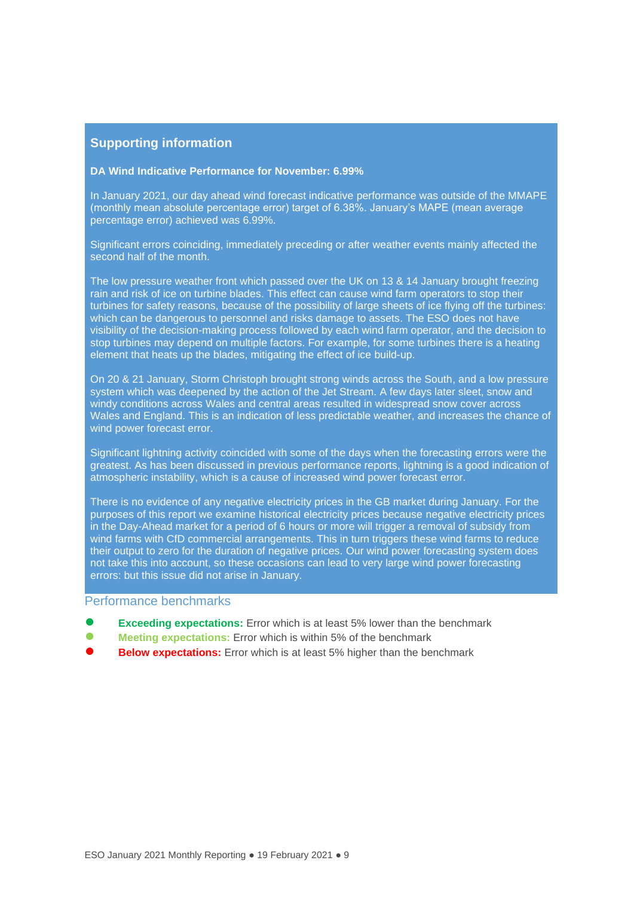## Supporting information

**DA Wind Indicative Performance for November: 6.99%**

In January 2021, our day ahead wind forecast indicative performance was outside of the MMAPE (monthly mean absolute percentage error) target of 6.38%. January's MAPE (mean average percentage error) achieved was 6.99%.

Significant errors coinciding, immediately preceding or after weather events mainly affected the second half of the month.

The low pressure weather front which passed over the UK on 13 & 14 January brought freezing rain and risk of ice on turbine blades. This effect can cause wind farm operators to stop their turbines for safety reasons, because of the possibility of large sheets of ice flying off the turbines: which can be dangerous to personnel and risks damage to assets. The ESO does not have visibility of the decision-making process followed by each wind farm operator, and the decision to stop turbines may depend on multiple factors. For example, for some turbines there is a heating element that heats up the blades, mitigating the effect of ice build-up.

On 20 & 21 January, Storm Christoph brought strong winds across the South, and a low pressure system which was deepened by the action of the Jet Stream. A few days later sleet, snow and windy conditions across Wales and central areas resulted in widespread snow cover across Wales and England. This is an indication of less predictable weather, and increases the chance of wind power forecast error.

Significant lightning activity coincided with some of the days when the forecasting errors were the greatest. As has been discussed in previous performance reports, lightning is a good indication of atmospheric instability, which is a cause of increased wind power forecast error.

There is no evidence of any negative electricity prices in the GB market during January. For the purposes of this report we examine historical electricity prices because negative electricity prices in the Day-Ahead market for a period of 6 hours or more will trigger a removal of subsidy from wind farms with CfD commercial arrangements. This in turn triggers these wind farms to reduce their output to zero for the duration of negative prices. Our wind power forecasting system does not take this into account, so these occasions can lead to very large wind power forecasting errors: but this issue did not arise in January.

### Performance benchmarks

- **Exceeding expectations:** Error which is at least 5% lower than the benchmark
- **Meeting expectations:** Error which is within 5% of the benchmark
- **Below expectations:** Error which is at least 5% higher than the benchmark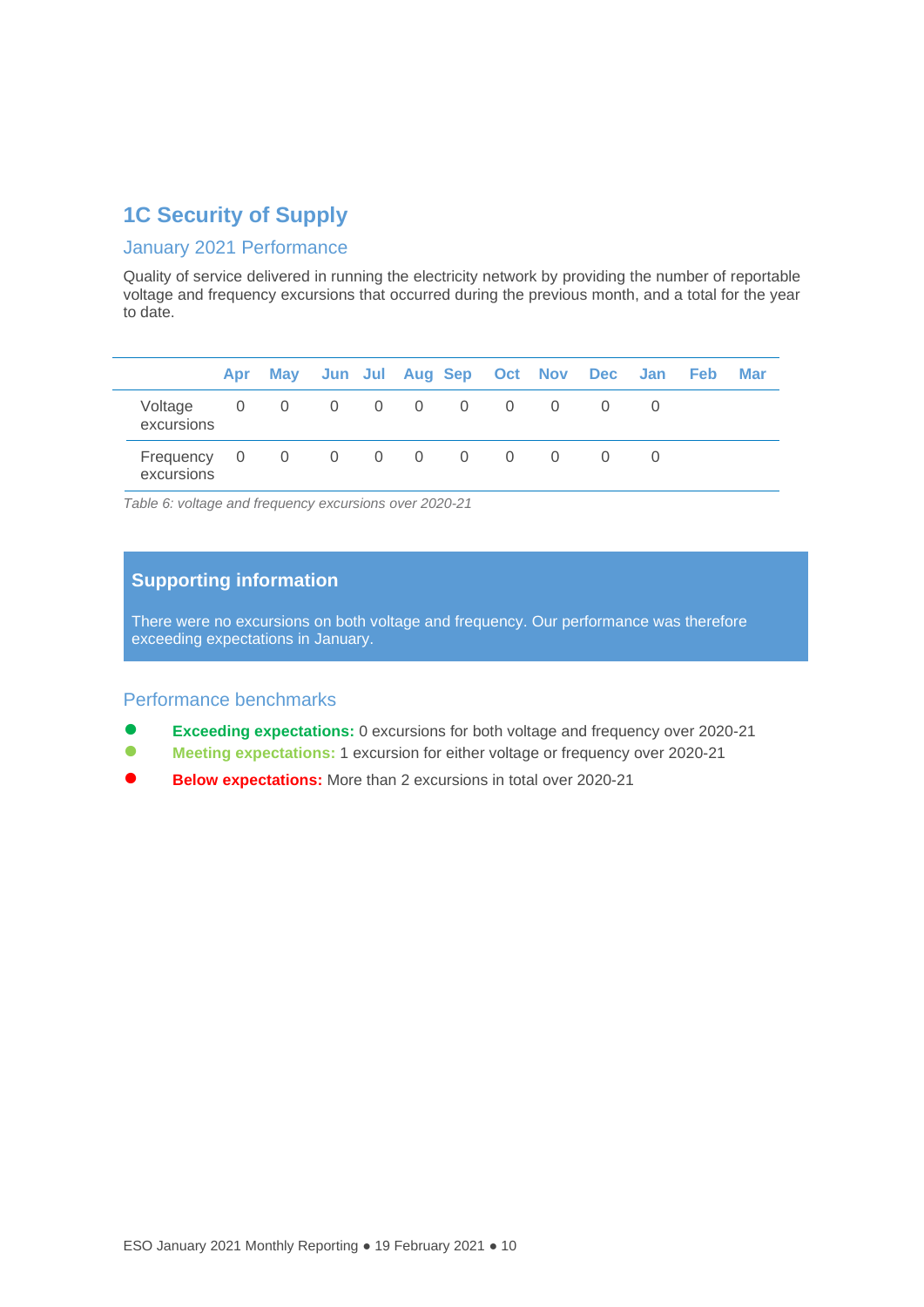## 1C Security of Supply

### January 2021 Performance

Quality of service delivered in running the electricity network by providing the number of reportable voltage and frequency excursions that occurred during the previous month, and a total for the year to date.

| | Apr | May | Jun | Jul | Aug | Sep | Oct | Nov | Dec | Jan | Feb | Mar |
|---|---|---|---|---|---|---|---|---|---|---|---|---|
| Voltage excursions | 0 | 0 | 0 | 0 | 0 | 0 | 0 | 0 | 0 | 0 | | |
| Frequency excursions | 0 | 0 | 0 | 0 | 0 | 0 | 0 | 0 | 0 | 0 | | |

*Table 6: voltage and frequency excursions over 2020-21*

**Supporting information**

There were no excursions on both voltage and frequency. Our performance was therefore exceeding expectations in January.

### Performance benchmarks

- **Exceeding expectations:** 0 excursions for both voltage and frequency over 2020-21
- **Meeting expectations:** 1 excursion for either voltage or frequency over 2020-21
- **Below expectations:** More than 2 excursions in total over 2020-21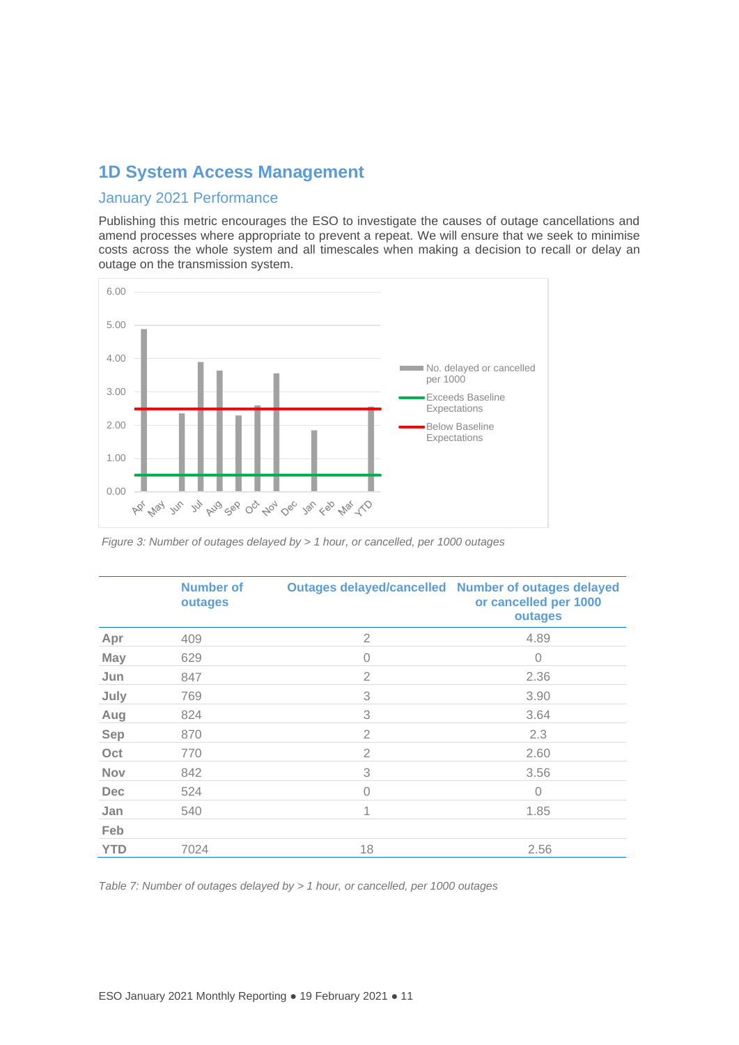## 1D System Access Management

### January 2021 Performance

Publishing this metric encourages the ESO to investigate the causes of outage cancellations and amend processes where appropriate to prevent a repeat. We will ensure that we seek to minimise costs across the whole system and all timescales when making a decision to recall or delay an outage on the transmission system.

*Figure 3: Number of outages delayed by > 1 hour, or cancelled, per 1000 outages*

| | Number of outages | Outages delayed/cancelled | Number of outages delayed or cancelled per 1000 outages |
|---|---|---|---|
| Apr | 409 | 2 | 4.89 |
| May | 629 | 0 | 0 |
| Jun | 847 | 2 | 2.36 |
| July | 769 | 3 | 3.90 |
| Aug | 824 | 3 | 3.64 |
| Sep | 870 | 2 | 2.3 |
| Oct | 770 | 2 | 2.60 |
| Nov | 842 | 3 | 3.56 |
| Dec | 524 | 0 | 0 |
| Jan | 540 | 1 | 1.85 |
| Feb | | | |
| YTD | 7024 | 18 | 2.56 |

*Table 7: Number of outages delayed by > 1 hour, or cancelled, per 1000 outages*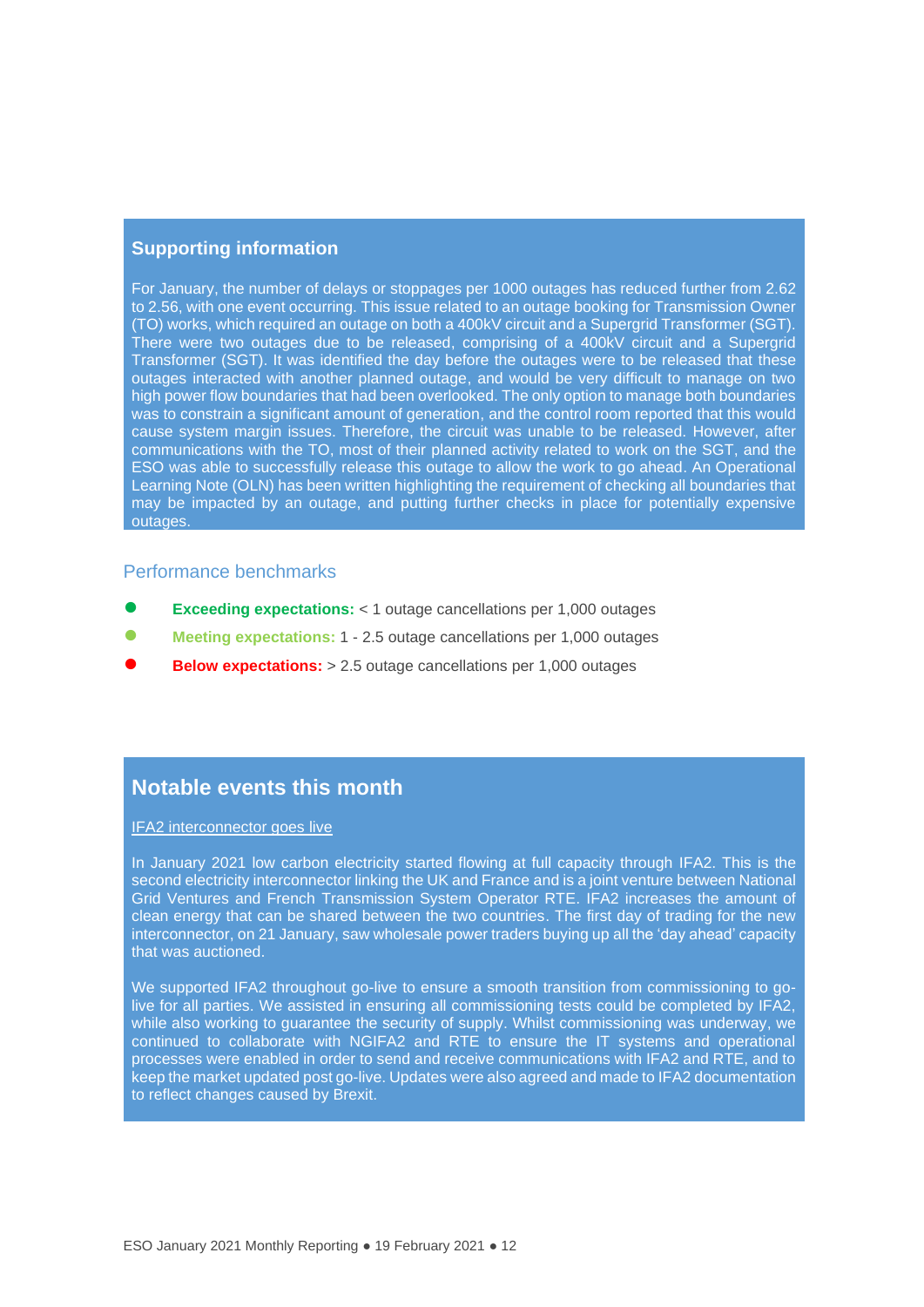### Supporting information

For January, the number of delays or stoppages per 1000 outages has reduced further from 2.62 to 2.56, with one event occurring. This issue related to an outage booking for Transmission Owner (TO) works, which required an outage on both a 400kV circuit and a Supergrid Transformer (SGT). There were two outages due to be released, comprising of a 400kV circuit and a Supergrid Transformer (SGT). It was identified the day before the outages were to be released that these outages interacted with another planned outage, and would be very difficult to manage on two high power flow boundaries that had been overlooked. The only option to manage both boundaries was to constrain a significant amount of generation, and the control room reported that this would cause system margin issues. Therefore, the circuit was unable to be released. However, after communications with the TO, most of their planned activity related to work on the SGT, and the ESO was able to successfully release this outage to allow the work to go ahead. An Operational Learning Note (OLN) has been written highlighting the requirement of checking all boundaries that may be impacted by an outage, and putting further checks in place for potentially expensive outages.

### Performance benchmarks

- **Exceeding expectations:** < 1 outage cancellations per 1,000 outages
- **Meeting expectations:** 1 - 2.5 outage cancellations per 1,000 outages
- **Below expectations:** > 2.5 outage cancellations per 1,000 outages

## Notable events this month

IFA2 interconnector goes live

In January 2021 low carbon electricity started flowing at full capacity through IFA2. This is the second electricity interconnector linking the UK and France and is a joint venture between National Grid Ventures and French Transmission System Operator RTE. IFA2 increases the amount of clean energy that can be shared between the two countries. The first day of trading for the new interconnector, on 21 January, saw wholesale power traders buying up all the 'day ahead' capacity that was auctioned.

We supported IFA2 throughout go-live to ensure a smooth transition from commissioning to go-live for all parties. We assisted in ensuring all commissioning tests could be completed by IFA2, while also working to guarantee the security of supply. Whilst commissioning was underway, we continued to collaborate with NGIFA2 and RTE to ensure the IT systems and operational processes were enabled in order to send and receive communications with IFA2 and RTE, and to keep the market updated post go-live. Updates were also agreed and made to IFA2 documentation to reflect changes caused by Brexit.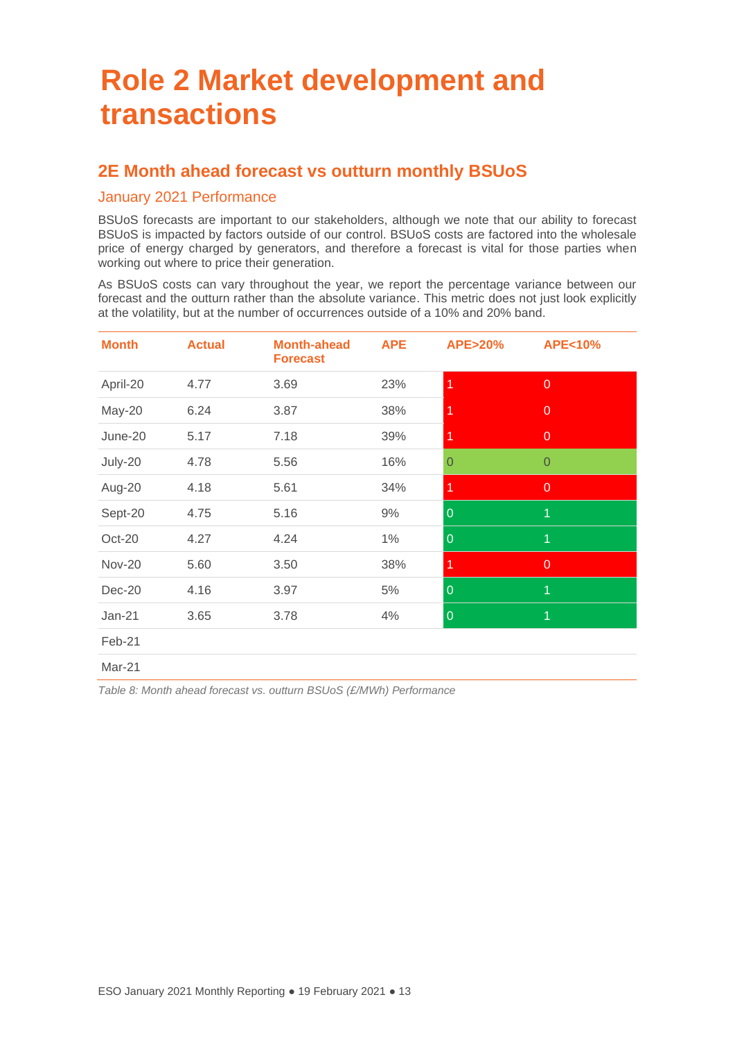# Role 2 Market development and transactions

## 2E Month ahead forecast vs outturn monthly BSUoS

### January 2021 Performance

BSUoS forecasts are important to our stakeholders, although we note that our ability to forecast BSUoS is impacted by factors outside of our control. BSUoS costs are factored into the wholesale price of energy charged by generators, and therefore a forecast is vital for those parties when working out where to price their generation.

As BSUoS costs can vary throughout the year, we report the percentage variance between our forecast and the outturn rather than the absolute variance. This metric does not just look explicitly at the volatility, but at the number of occurrences outside of a 10% and 20% band.

| Month | Actual | Month-ahead Forecast | APE | APE>20% | APE<10% |
|---|---|---|---|---|---|
| April-20 | 4.77 | 3.69 | 23% | 1 | 0 |
| May-20 | 6.24 | 3.87 | 38% | 1 | 0 |
| June-20 | 5.17 | 7.18 | 39% | 1 | 0 |
| July-20 | 4.78 | 5.56 | 16% | 0 | 0 |
| Aug-20 | 4.18 | 5.61 | 34% | 1 | 0 |
| Sept-20 | 4.75 | 5.16 | 9% | 0 | 1 |
| Oct-20 | 4.27 | 4.24 | 1% | 0 | 1 |
| Nov-20 | 5.60 | 3.50 | 38% | 1 | 0 |
| Dec-20 | 4.16 | 3.97 | 5% | 0 | 1 |
| Jan-21 | 3.65 | 3.78 | 4% | 0 | 1 |
| Feb-21 | | | | | |
| Mar-21 | | | | | |

*Table 8: Month ahead forecast vs. outturn BSUoS (£/MWh) Performance*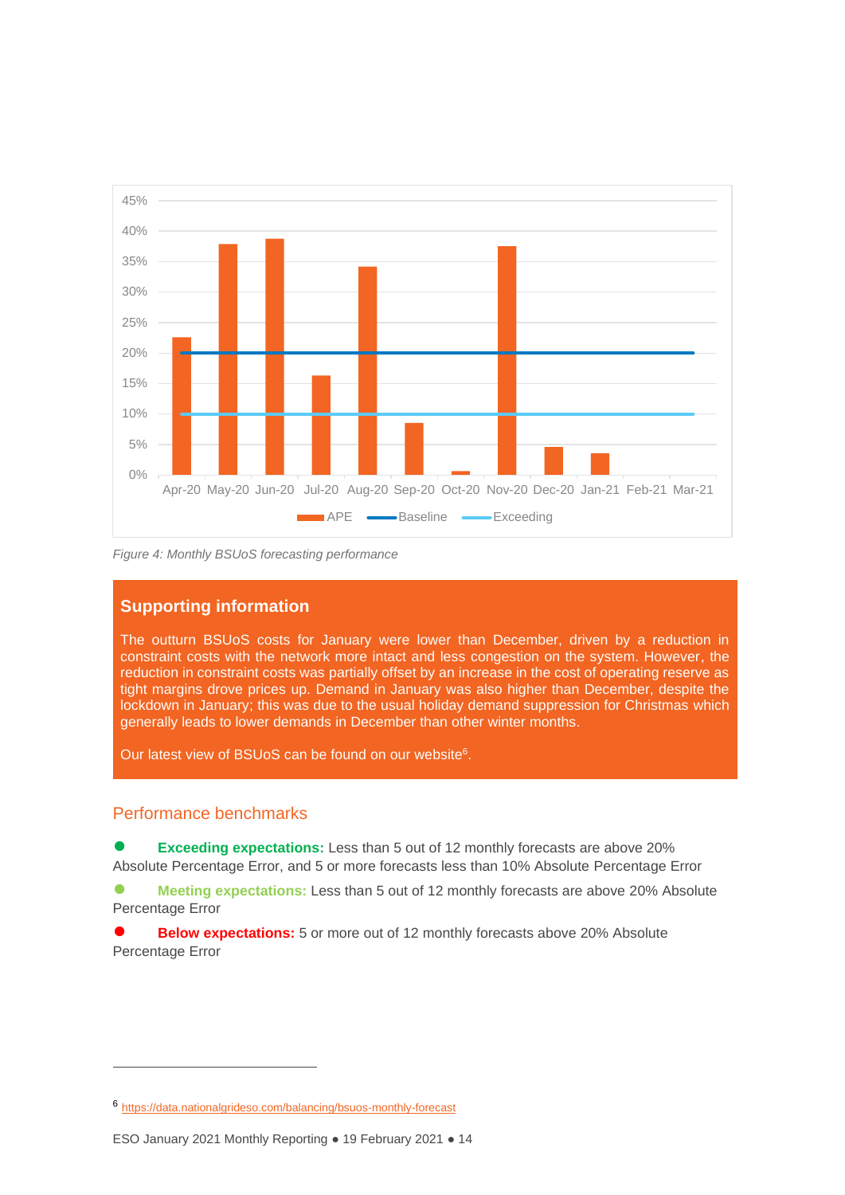Figure 4: Monthly BSUoS forecasting performance

## Supporting information

The outturn BSUoS costs for January were lower than December, driven by a reduction in constraint costs with the network more intact and less congestion on the system. However, the reduction in constraint costs was partially offset by an increase in the cost of operating reserve as tight margins drove prices up. Demand in January was also higher than December, despite the lockdown in January; this was due to the usual holiday demand suppression for Christmas which generally leads to lower demands in December than other winter months.

Our latest view of BSUoS can be found on our website[6].

## Performance benchmarks

- **Exceeding expectations:** Less than 5 out of 12 monthly forecasts are above 20% Absolute Percentage Error, and 5 or more forecasts less than 10% Absolute Percentage Error
- **Meeting expectations:** Less than 5 out of 12 monthly forecasts are above 20% Absolute Percentage Error
- **Below expectations:** 5 or more out of 12 monthly forecasts above 20% Absolute Percentage Error

[6] https://data.nationalgrideso.com/balancing/bsuos-monthly-forecast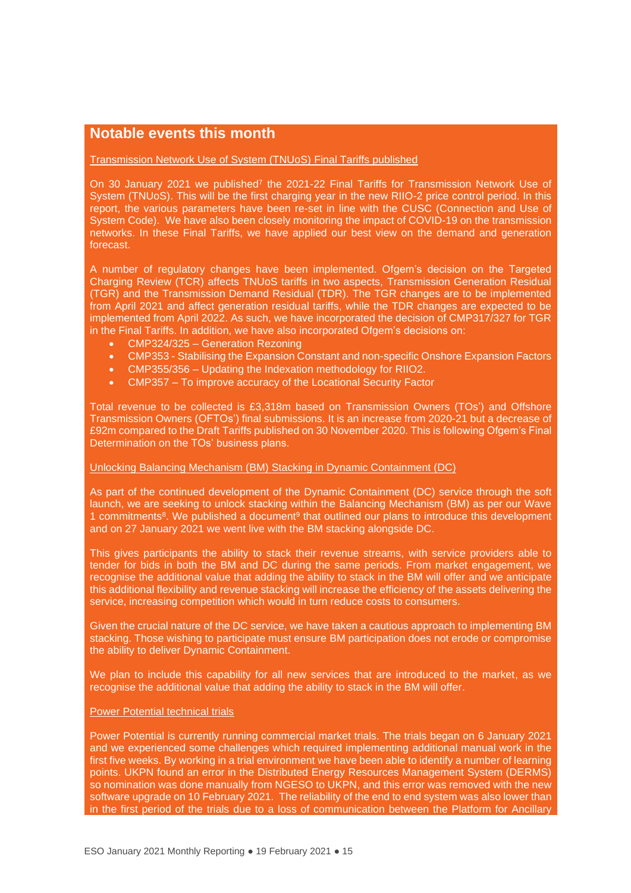## Notable events this month

Transmission Network Use of System (TNUoS) Final Tariffs published

On 30 January 2021 we published[7] the 2021-22 Final Tariffs for Transmission Network Use of System (TNUoS). This will be the first charging year in the new RIIO-2 price control period. In this report, the various parameters have been re-set in line with the CUSC (Connection and Use of System Code). We have also been closely monitoring the impact of COVID-19 on the transmission networks. In these Final Tariffs, we have applied our best view on the demand and generation forecast.

A number of regulatory changes have been implemented. Ofgem's decision on the Targeted Charging Review (TCR) affects TNUoS tariffs in two aspects, Transmission Generation Residual (TGR) and the Transmission Demand Residual (TDR). The TGR changes are to be implemented from April 2021 and affect generation residual tariffs, while the TDR changes are expected to be implemented from April 2022. As such, we have incorporated the decision of CMP317/327 for TGR in the Final Tariffs. In addition, we have also incorporated Ofgem's decisions on:

- CMP324/325 – Generation Rezoning
- CMP353 - Stabilising the Expansion Constant and non-specific Onshore Expansion Factors
- CMP355/356 – Updating the Indexation methodology for RIIO2.
- CMP357 – To improve accuracy of the Locational Security Factor

Total revenue to be collected is £3,318m based on Transmission Owners (TOs') and Offshore Transmission Owners (OFTOs') final submissions. It is an increase from 2020-21 but a decrease of £92m compared to the Draft Tariffs published on 30 November 2020. This is following Ofgem's Final Determination on the TOs' business plans.

Unlocking Balancing Mechanism (BM) Stacking in Dynamic Containment (DC)

As part of the continued development of the Dynamic Containment (DC) service through the soft launch, we are seeking to unlock stacking within the Balancing Mechanism (BM) as per our Wave 1 commitments[8]. We published a document[9] that outlined our plans to introduce this development and on 27 January 2021 we went live with the BM stacking alongside DC.

This gives participants the ability to stack their revenue streams, with service providers able to tender for bids in both the BM and DC during the same periods. From market engagement, we recognise the additional value that adding the ability to stack in the BM will offer and we anticipate this additional flexibility and revenue stacking will increase the efficiency of the assets delivering the service, increasing competition which would in turn reduce costs to consumers.

Given the crucial nature of the DC service, we have taken a cautious approach to implementing BM stacking. Those wishing to participate must ensure BM participation does not erode or compromise the ability to deliver Dynamic Containment.

We plan to include this capability for all new services that are introduced to the market, as we recognise the additional value that adding the ability to stack in the BM will offer.

Power Potential technical trials

Power Potential is currently running commercial market trials. The trials began on 6 January 2021 and we experienced some challenges which required implementing additional manual work in the first five weeks. By working in a trial environment we have been able to identify a number of learning points. UKPN found an error in the Distributed Energy Resources Management System (DERMS) so nomination was done manually from NGESO to UKPN, and this error was removed with the new software upgrade on 10 February 2021. The reliability of the end to end system was also lower than in the first period of the trials due to a loss of communication between the Platform for Ancillary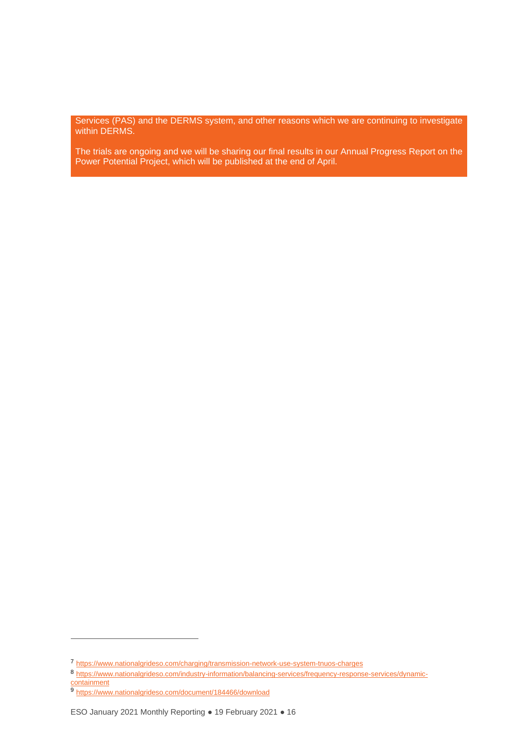Services (PAS) and the DERMS system, and other reasons which we are continuing to investigate within DERMS.

The trials are ongoing and we will be sharing our final results in our Annual Progress Report on the Power Potential Project, which will be published at the end of April.

---

[7] https://www.nationalgrideso.com/charging/transmission-network-use-system-tnuos-charges

[8] https://www.nationalgrideso.com/industry-information/balancing-services/frequency-response-services/dynamic-containment

[9] https://www.nationalgrideso.com/document/184466/download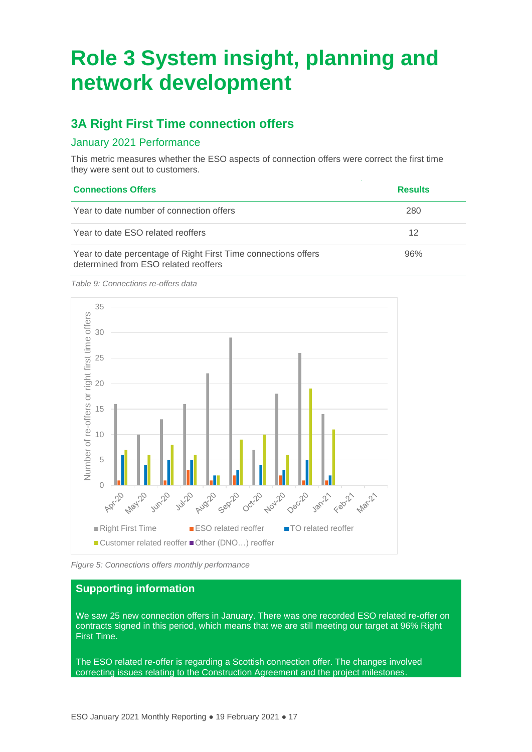# Role 3 System insight, planning and network development

## 3A Right First Time connection offers

### January 2021 Performance

This metric measures whether the ESO aspects of connection offers were correct the first time they were sent out to customers.

| Connections Offers | Results |
|---|---|
| Year to date number of connection offers | 280 |
| Year to date ESO related reoffers | 12 |
| Year to date percentage of Right First Time connections offers determined from ESO related reoffers | 96% |

*Table 9: Connections re-offers data*

*Figure 5: Connections offers monthly performance*

**Supporting information**

We saw 25 new connection offers in January. There was one recorded ESO related re-offer on contracts signed in this period, which means that we are still meeting our target at 96% Right First Time.

The ESO related re-offer is regarding a Scottish connection offer. The changes involved correcting issues relating to the Construction Agreement and the project milestones.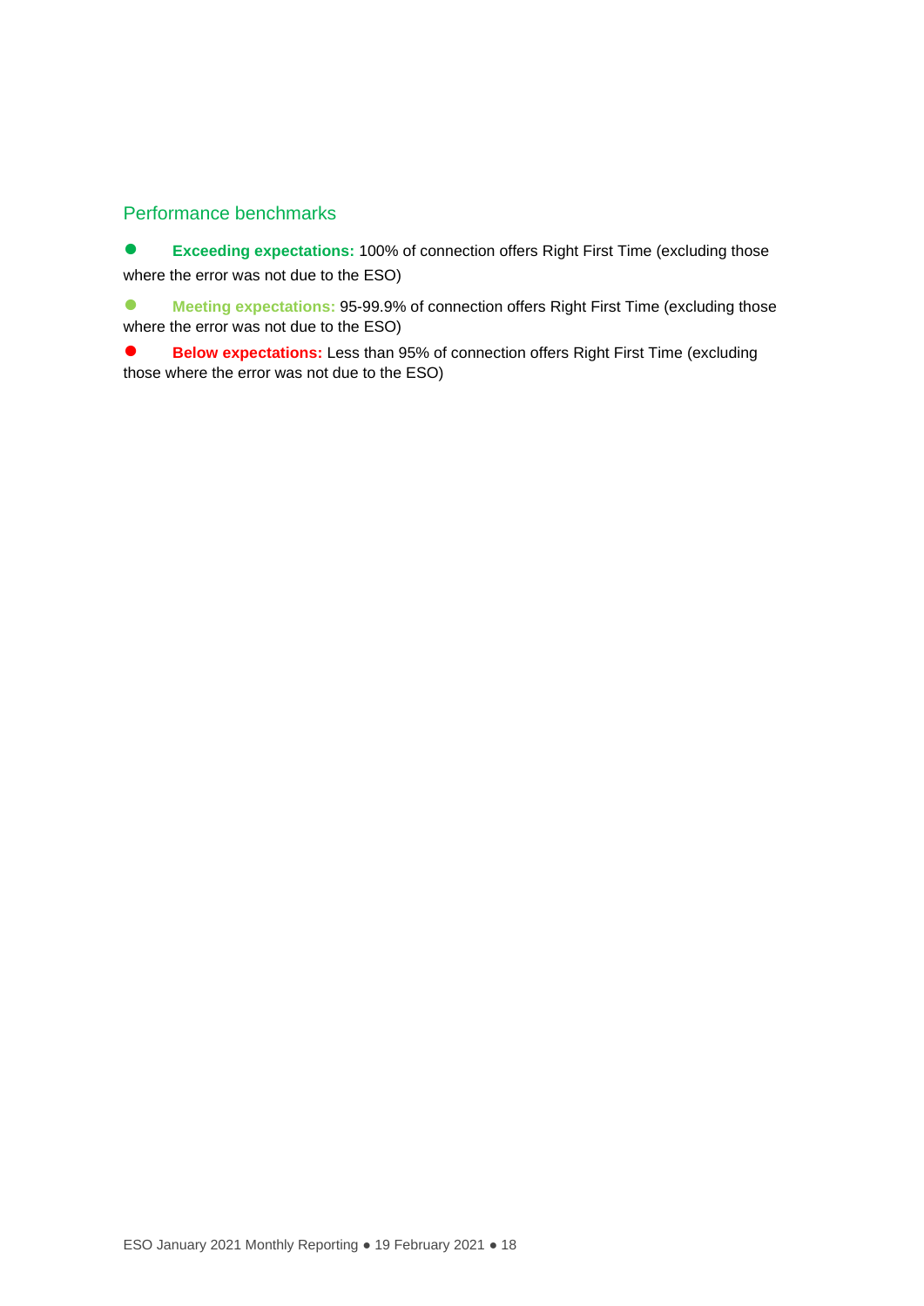## Performance benchmarks

- **Exceeding expectations:** 100% of connection offers Right First Time (excluding those where the error was not due to the ESO)
- **Meeting expectations:** 95-99.9% of connection offers Right First Time (excluding those where the error was not due to the ESO)
- **Below expectations:** Less than 95% of connection offers Right First Time (excluding those where the error was not due to the ESO)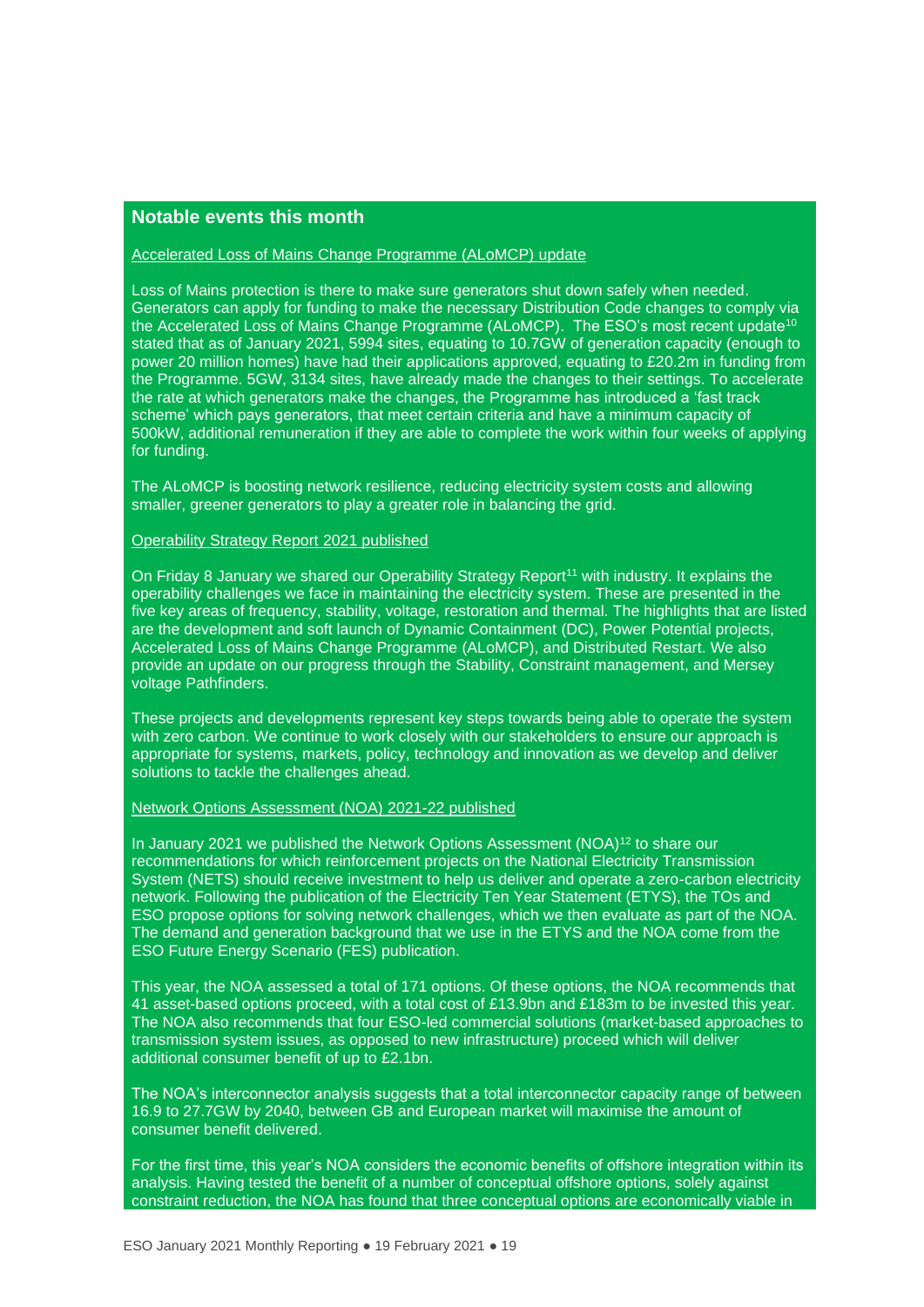## Notable events this month

### Accelerated Loss of Mains Change Programme (ALoMCP) update

Loss of Mains protection is there to make sure generators shut down safely when needed. Generators can apply for funding to make the necessary Distribution Code changes to comply via the Accelerated Loss of Mains Change Programme (ALoMCP). The ESO's most recent update[10] stated that as of January 2021, 5994 sites, equating to 10.7GW of generation capacity (enough to power 20 million homes) have had their applications approved, equating to £20.2m in funding from the Programme. 5GW, 3134 sites, have already made the changes to their settings. To accelerate the rate at which generators make the changes, the Programme has introduced a 'fast track scheme' which pays generators, that meet certain criteria and have a minimum capacity of 500kW, additional remuneration if they are able to complete the work within four weeks of applying for funding.

The ALoMCP is boosting network resilience, reducing electricity system costs and allowing smaller, greener generators to play a greater role in balancing the grid.

### Operability Strategy Report 2021 published

On Friday 8 January we shared our Operability Strategy Report[11] with industry. It explains the operability challenges we face in maintaining the electricity system. These are presented in the five key areas of frequency, stability, voltage, restoration and thermal. The highlights that are listed are the development and soft launch of Dynamic Containment (DC), Power Potential projects, Accelerated Loss of Mains Change Programme (ALoMCP), and Distributed Restart. We also provide an update on our progress through the Stability, Constraint management, and Mersey voltage Pathfinders.

These projects and developments represent key steps towards being able to operate the system with zero carbon. We continue to work closely with our stakeholders to ensure our approach is appropriate for systems, markets, policy, technology and innovation as we develop and deliver solutions to tackle the challenges ahead.

### Network Options Assessment (NOA) 2021-22 published

In January 2021 we published the Network Options Assessment (NOA)[12] to share our recommendations for which reinforcement projects on the National Electricity Transmission System (NETS) should receive investment to help us deliver and operate a zero-carbon electricity network. Following the publication of the Electricity Ten Year Statement (ETYS), the TOs and ESO propose options for solving network challenges, which we then evaluate as part of the NOA. The demand and generation background that we use in the ETYS and the NOA come from the ESO Future Energy Scenario (FES) publication.

This year, the NOA assessed a total of 171 options. Of these options, the NOA recommends that 41 asset-based options proceed, with a total cost of £13.9bn and £183m to be invested this year. The NOA also recommends that four ESO-led commercial solutions (market-based approaches to transmission system issues, as opposed to new infrastructure) proceed which will deliver additional consumer benefit of up to £2.1bn.

The NOA's interconnector analysis suggests that a total interconnector capacity range of between 16.9 to 27.7GW by 2040, between GB and European market will maximise the amount of consumer benefit delivered.

For the first time, this year's NOA considers the economic benefits of offshore integration within its analysis. Having tested the benefit of a number of conceptual offshore options, solely against constraint reduction, the NOA has found that three conceptual options are economically viable in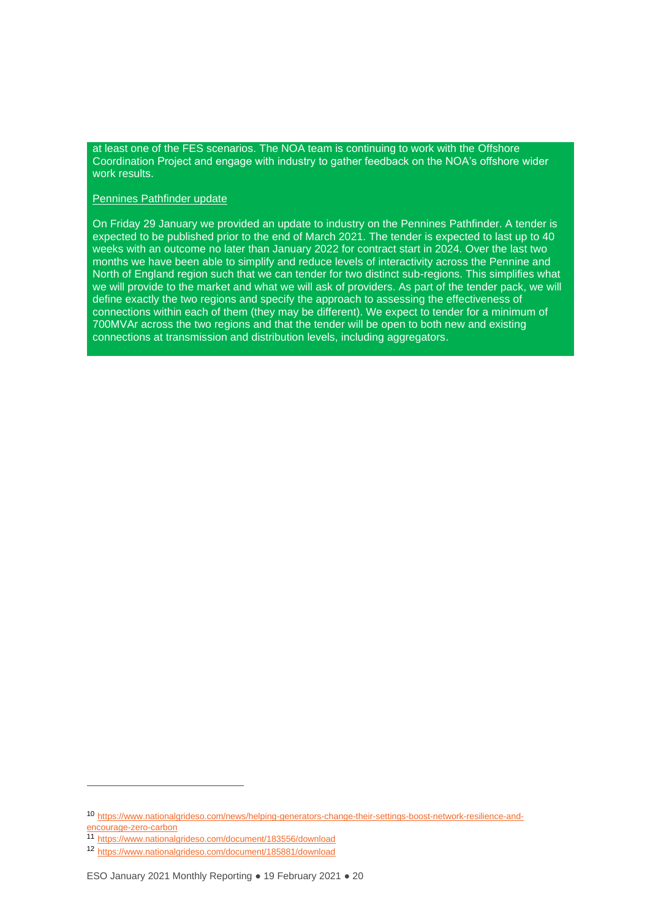at least one of the FES scenarios. The NOA team is continuing to work with the Offshore Coordination Project and engage with industry to gather feedback on the NOA's offshore wider work results.

Pennines Pathfinder update

On Friday 29 January we provided an update to industry on the Pennines Pathfinder. A tender is expected to be published prior to the end of March 2021. The tender is expected to last up to 40 weeks with an outcome no later than January 2022 for contract start in 2024. Over the last two months we have been able to simplify and reduce levels of interactivity across the Pennine and North of England region such that we can tender for two distinct sub-regions. This simplifies what we will provide to the market and what we will ask of providers. As part of the tender pack, we will define exactly the two regions and specify the approach to assessing the effectiveness of connections within each of them (they may be different). We expect to tender for a minimum of 700MVAr across the two regions and that the tender will be open to both new and existing connections at transmission and distribution levels, including aggregators.

---

[10] https://www.nationalgrideso.com/news/helping-generators-change-their-settings-boost-network-resilience-and-encourage-zero-carbon

[11] https://www.nationalgrideso.com/document/183556/download

[12] https://www.nationalgrideso.com/document/185881/download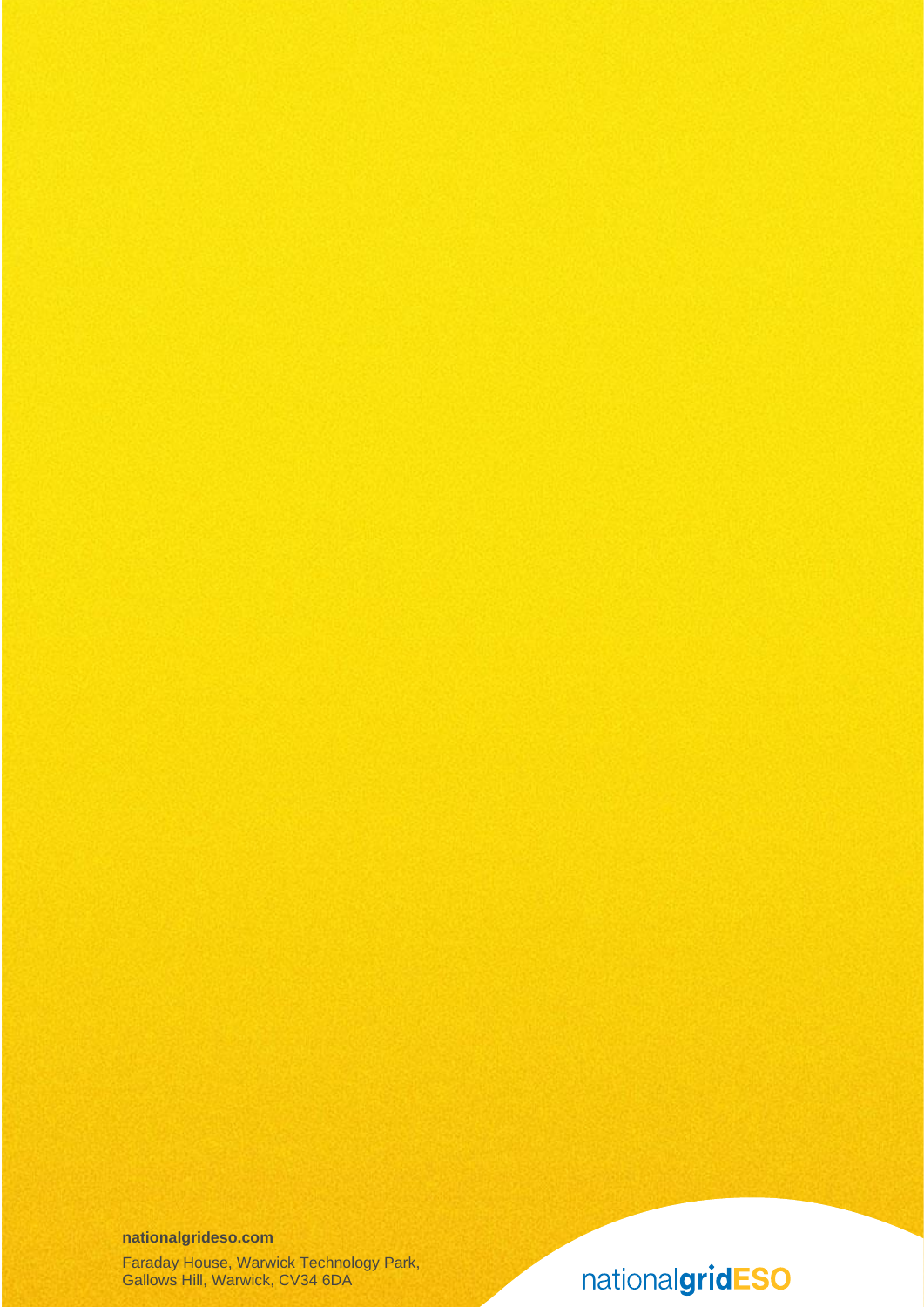**nationalgrideso.com**

Faraday House, Warwick Technology Park,
Gallows Hill, Warwick, CV34 6DA

nationalgridESO